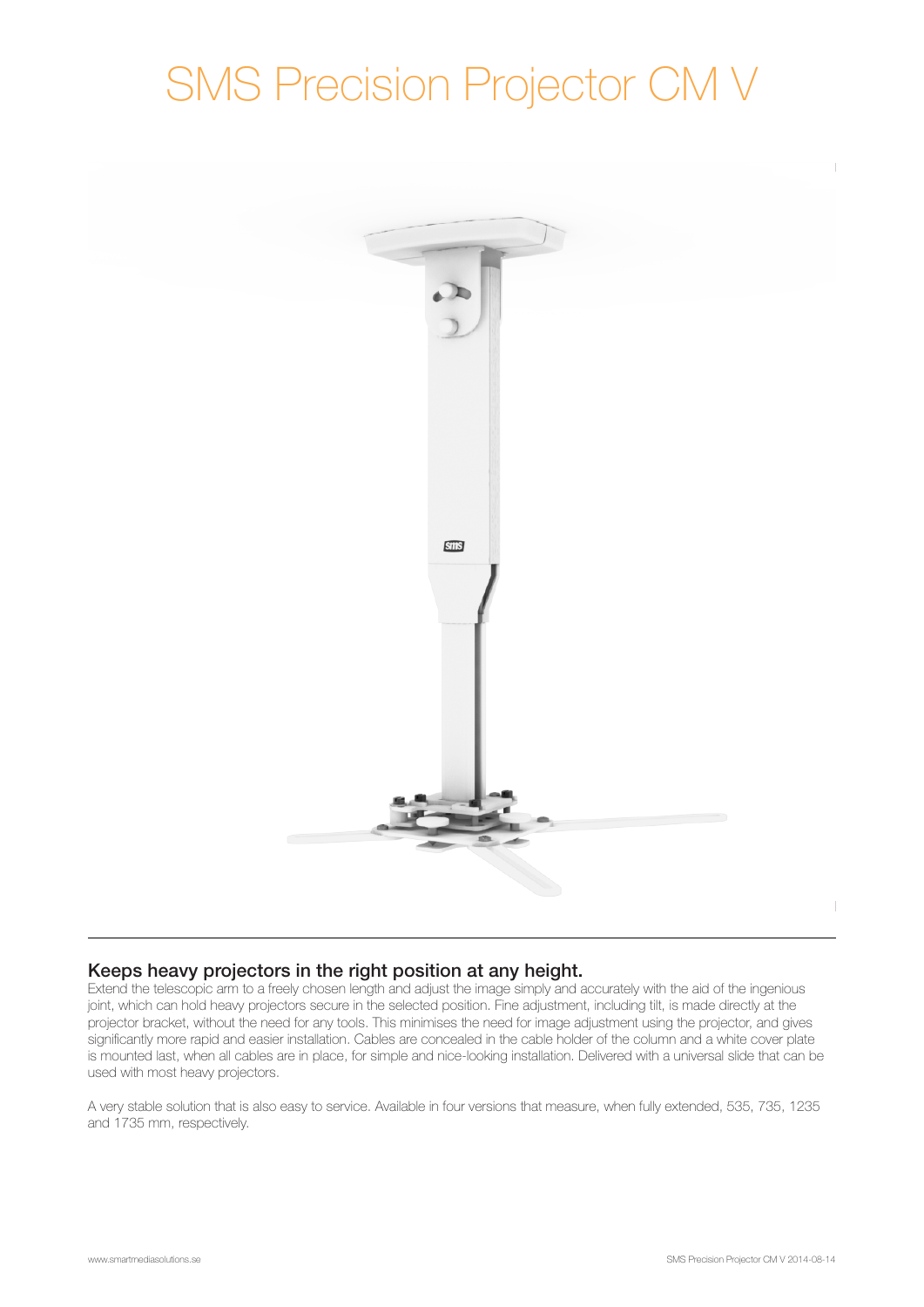# SMS Precision Projector CM V

## Keeps heavy projectors in the right position at any height.

Extend the telescopic arm to a freely chosen length and adjust the image simply and accurately with the aid of the ingenious joint, which can hold heavy projectors secure in the selected position. Fine adjustment, including tilt, is made directly at the projector bracket, without the need for any tools. This minimises the need for image adjustment using the projector, and gives significantly more rapid and easier installation. Cables are concealed in the cable holder of the column and a white cover plate is mounted last, when all cables are in place, for simple and nice-looking installation. Delivered with a universal slide that can be used with most heavy projectors.

A very stable solution that is also easy to service. Available in four versions that measure, when fully extended, 535, 735, 1235 and 1735 mm, respectively.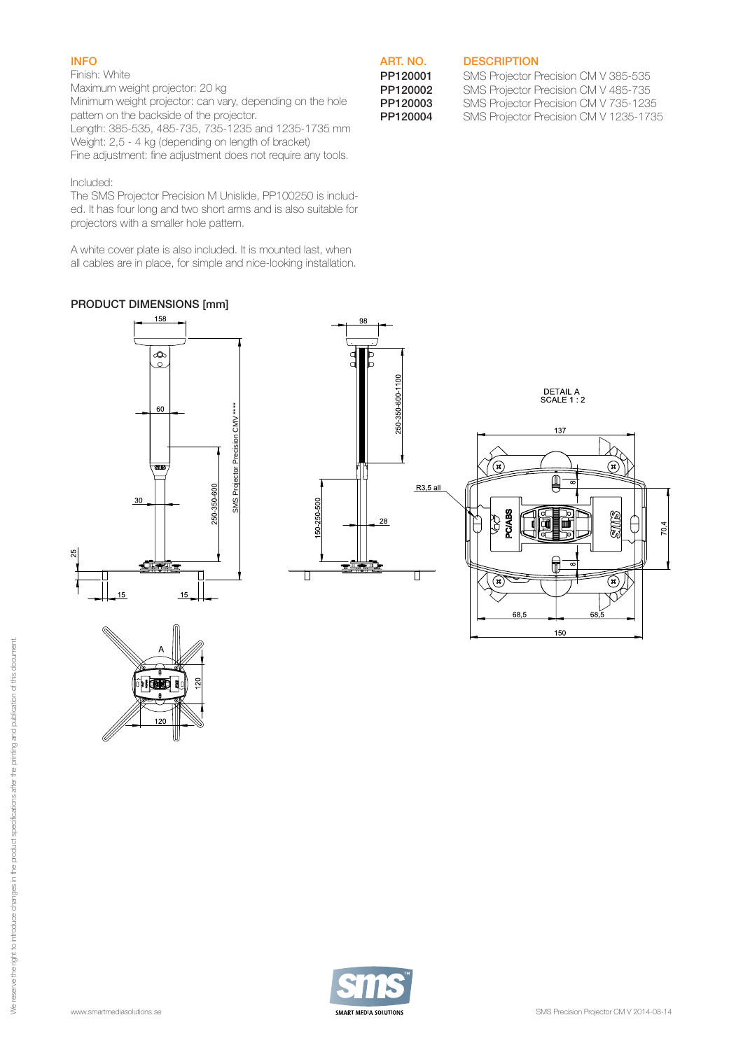## INFO

Finish: White
Maximum weight projector: 20 kg
Minimum weight projector: can vary, depending on the hole pattern on the backside of the projector.
Length: 385-535, 485-735, 735-1235 and 1235-1735 mm
Weight: 2,5 - 4 kg (depending on length of bracket)
Fine adjustment: fine adjustment does not require any tools.

Included:
The SMS Projector Precision M Unislide, PP100250 is included. It has four long and two short arms and is also suitable for projectors with a smaller hole pattern.

A white cover plate is also included. It is mounted last, when all cables are in place, for simple and nice-looking installation.

| ART. NO. | DESCRIPTION |
|---|---|
| PP120001 | SMS Projector Precision CM V 385-535 |
| PP120002 | SMS Projector Precision CM V 485-735 |
| PP120003 | SMS Projector Precision CM V 735-1235 |
| PP120004 | SMS Projector Precision CM V 1235-1735 |

## PRODUCT DIMENSIONS [mm]

158
60
SMS Projector Precision CMV****
250-350-600
30
25
15
15
A
120
120
98
250-350-600-1100
150-250-500
28
R3,5 all
DETAIL A
SCALE 1 : 2
137
8
PC/ABS
70,4
8
68,5
68,5
150

www.smartmediasolutions.se

We reserve the right to introduce changes in the product specifications after the printing and publication of this document.

SMS Precision Projector CM V 2014-08-14